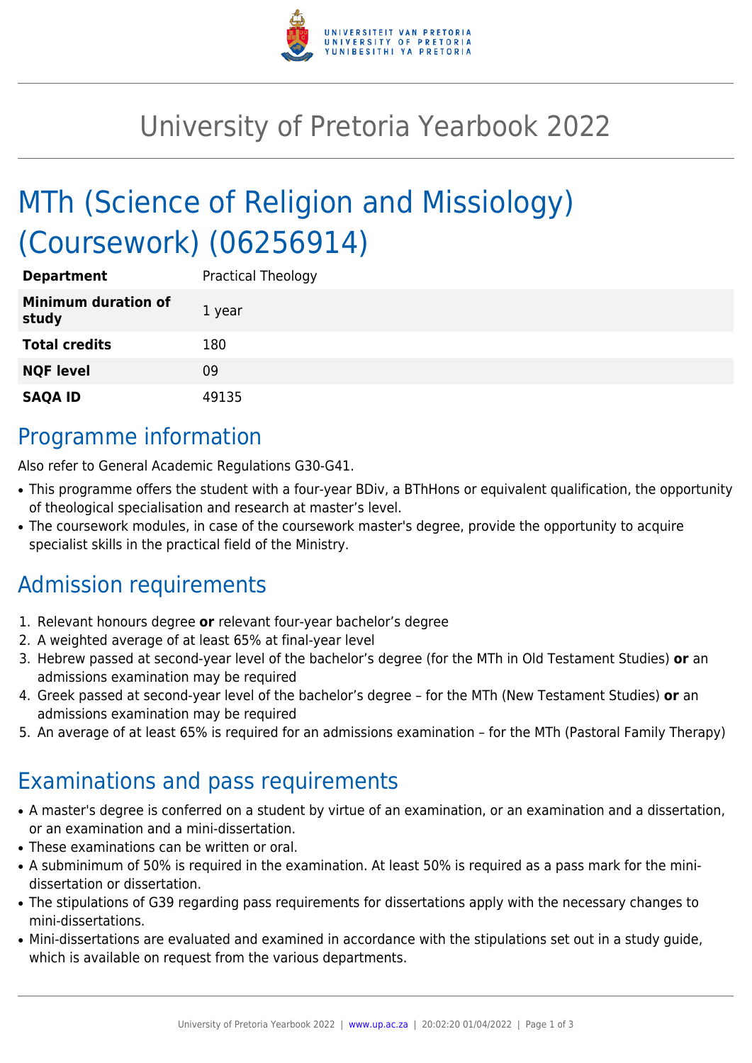# University of Pretoria Yearbook 2022

# MTh (Science of Religion and Missiology) (Coursework) (06256914)

| | |
|---|---|
| **Department** | Practical Theology |
| **Minimum duration of study** | 1 year |
| **Total credits** | 180 |
| **NQF level** | 09 |
| **SAQA ID** | 49135 |

## Programme information

Also refer to General Academic Regulations G30-G41.

- This programme offers the student with a four-year BDiv, a BThHons or equivalent qualification, the opportunity of theological specialisation and research at master's level.
- The coursework modules, in case of the coursework master's degree, provide the opportunity to acquire specialist skills in the practical field of the Ministry.

## Admission requirements

1. Relevant honours degree **or** relevant four-year bachelor's degree
2. A weighted average of at least 65% at final-year level
3. Hebrew passed at second-year level of the bachelor's degree (for the MTh in Old Testament Studies) **or** an admissions examination may be required
4. Greek passed at second-year level of the bachelor's degree – for the MTh (New Testament Studies) **or** an admissions examination may be required
5. An average of at least 65% is required for an admissions examination – for the MTh (Pastoral Family Therapy)

## Examinations and pass requirements

- A master's degree is conferred on a student by virtue of an examination, or an examination and a dissertation, or an examination and a mini-dissertation.
- These examinations can be written or oral.
- A subminimum of 50% is required in the examination. At least 50% is required as a pass mark for the mini-dissertation or dissertation.
- The stipulations of G39 regarding pass requirements for dissertations apply with the necessary changes to mini-dissertations.
- Mini-dissertations are evaluated and examined in accordance with the stipulations set out in a study guide, which is available on request from the various departments.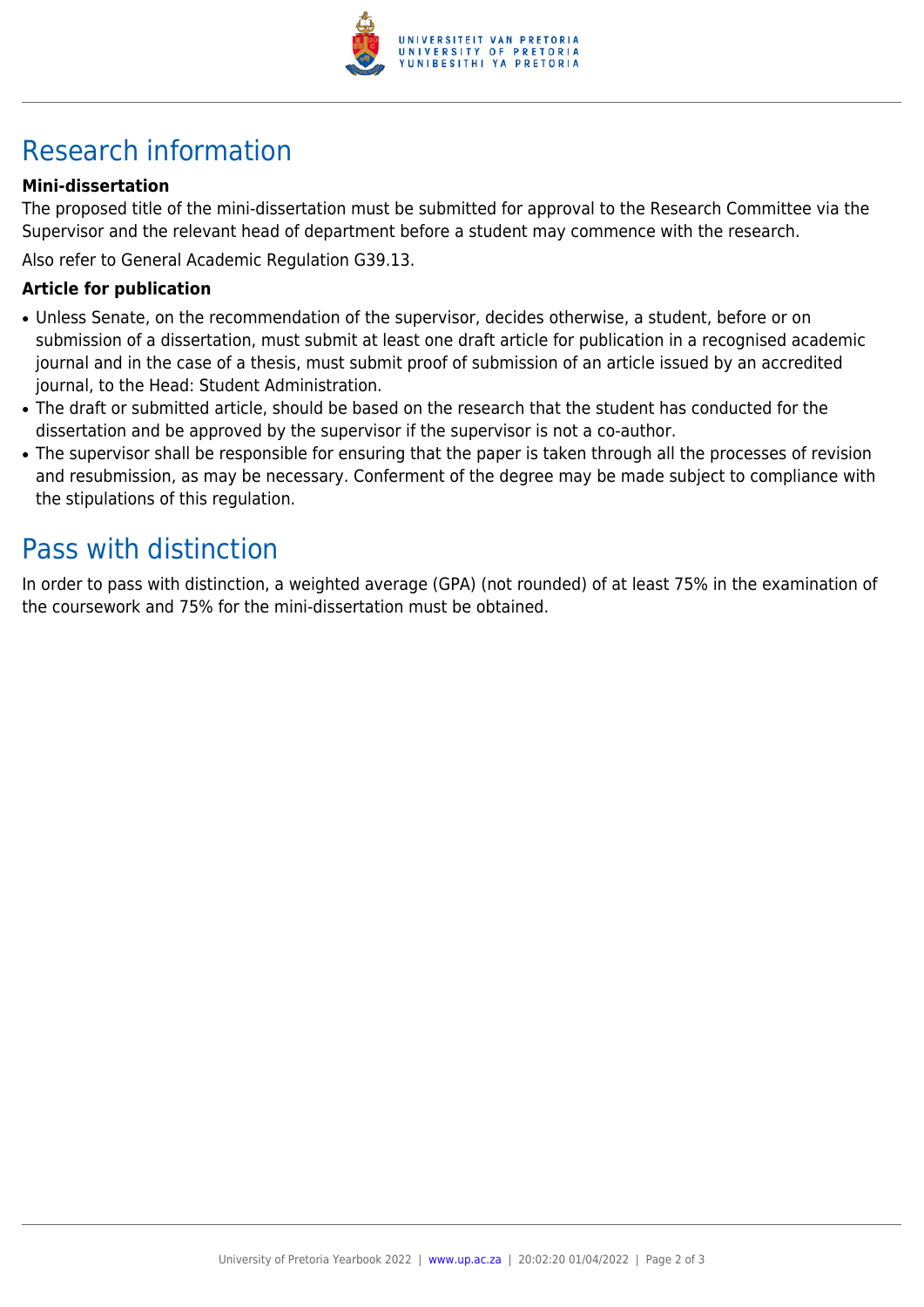## Research information

### Mini-dissertation

The proposed title of the mini-dissertation must be submitted for approval to the Research Committee via the Supervisor and the relevant head of department before a student may commence with the research.

Also refer to General Academic Regulation G39.13.

### Article for publication

- Unless Senate, on the recommendation of the supervisor, decides otherwise, a student, before or on submission of a dissertation, must submit at least one draft article for publication in a recognised academic journal and in the case of a thesis, must submit proof of submission of an article issued by an accredited journal, to the Head: Student Administration.
- The draft or submitted article, should be based on the research that the student has conducted for the dissertation and be approved by the supervisor if the supervisor is not a co-author.
- The supervisor shall be responsible for ensuring that the paper is taken through all the processes of revision and resubmission, as may be necessary. Conferment of the degree may be made subject to compliance with the stipulations of this regulation.

## Pass with distinction

In order to pass with distinction, a weighted average (GPA) (not rounded) of at least 75% in the examination of the coursework and 75% for the mini-dissertation must be obtained.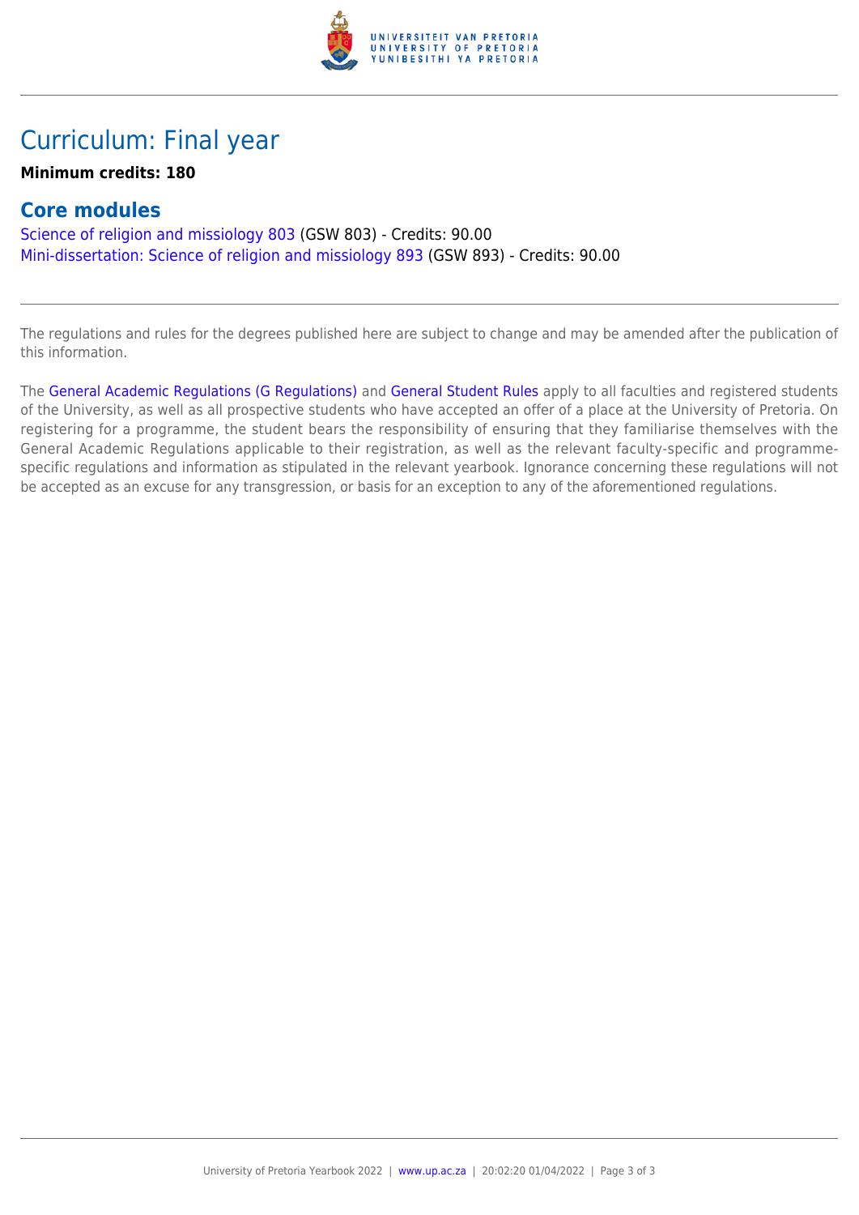# Curriculum: Final year

**Minimum credits: 180**

## Core modules

Science of religion and missiology 803 (GSW 803) - Credits: 90.00
Mini-dissertation: Science of religion and missiology 893 (GSW 893) - Credits: 90.00

The regulations and rules for the degrees published here are subject to change and may be amended after the publication of this information.

The General Academic Regulations (G Regulations) and General Student Rules apply to all faculties and registered students of the University, as well as all prospective students who have accepted an offer of a place at the University of Pretoria. On registering for a programme, the student bears the responsibility of ensuring that they familiarise themselves with the General Academic Regulations applicable to their registration, as well as the relevant faculty-specific and programme-specific regulations and information as stipulated in the relevant yearbook. Ignorance concerning these regulations will not be accepted as an excuse for any transgression, or basis for an exception to any of the aforementioned regulations.